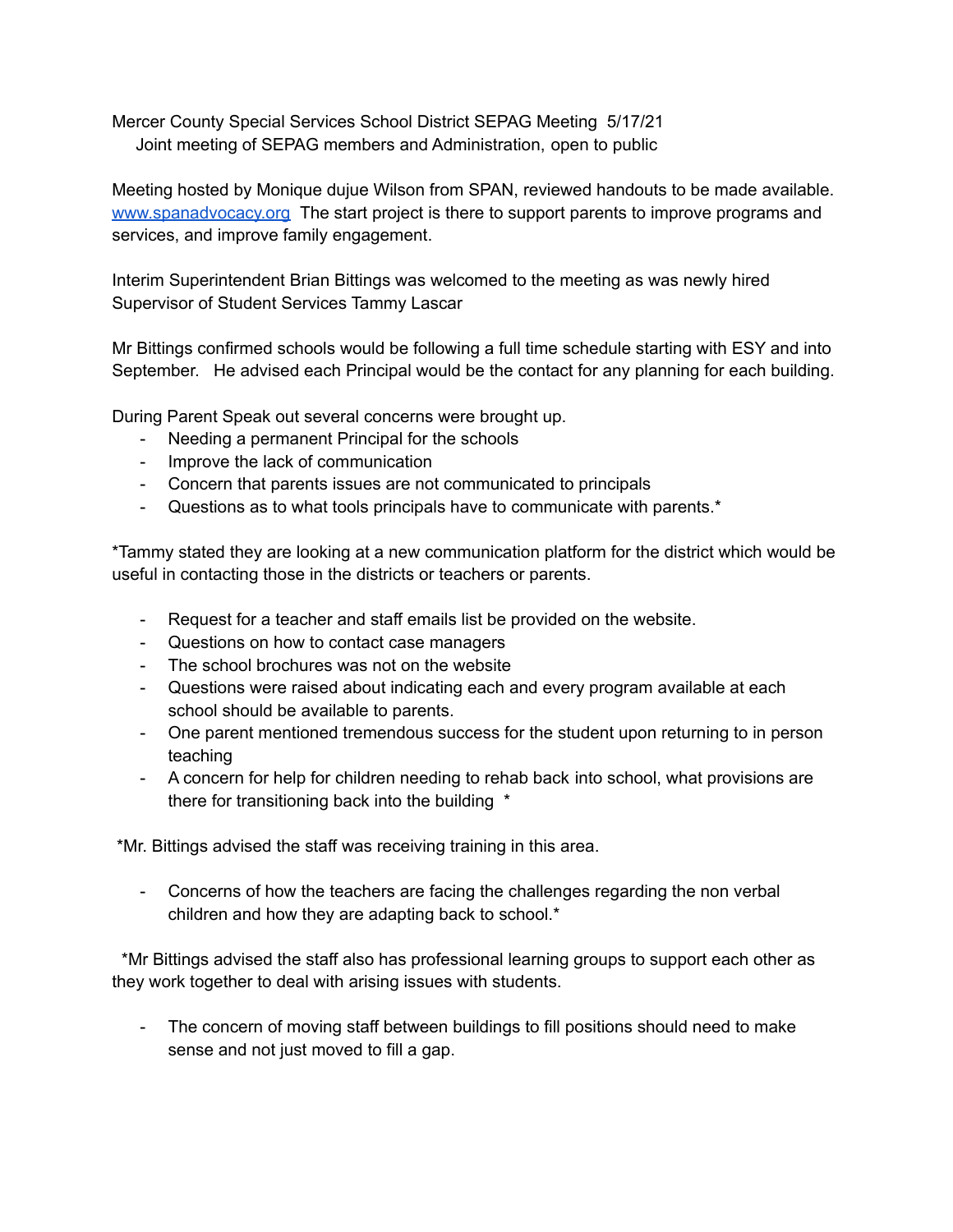Mercer County Special Services School District SEPAG Meeting 5/17/21
Joint meeting of SEPAG members and Administration, open to public

Meeting hosted by Monique dujue Wilson from SPAN, reviewed handouts to be made available. [www.spanadvocacy.org](http://www.spanadvocacy.org) The start project is there to support parents to improve programs and services, and improve family engagement.

Interim Superintendent Brian Bittings was welcomed to the meeting as was newly hired Supervisor of Student Services Tammy Lascar

Mr Bittings confirmed schools would be following a full time schedule starting with ESY and into September. He advised each Principal would be the contact for any planning for each building.

During Parent Speak out several concerns were brought up.

- Needing a permanent Principal for the schools
- Improve the lack of communication
- Concern that parents issues are not communicated to principals
- Questions as to what tools principals have to communicate with parents.*

*Tammy stated they are looking at a new communication platform for the district which would be useful in contacting those in the districts or teachers or parents.

- Request for a teacher and staff emails list be provided on the website.
- Questions on how to contact case managers
- The school brochures was not on the website
- Questions were raised about indicating each and every program available at each school should be available to parents.
- One parent mentioned tremendous success for the student upon returning to in person teaching
- A concern for help for children needing to rehab back into school, what provisions are there for transitioning back into the building *

*Mr. Bittings advised the staff was receiving training in this area.

- Concerns of how the teachers are facing the challenges regarding the non verbal children and how they are adapting back to school.*

*Mr Bittings advised the staff also has professional learning groups to support each other as they work together to deal with arising issues with students.

- The concern of moving staff between buildings to fill positions should need to make sense and not just moved to fill a gap.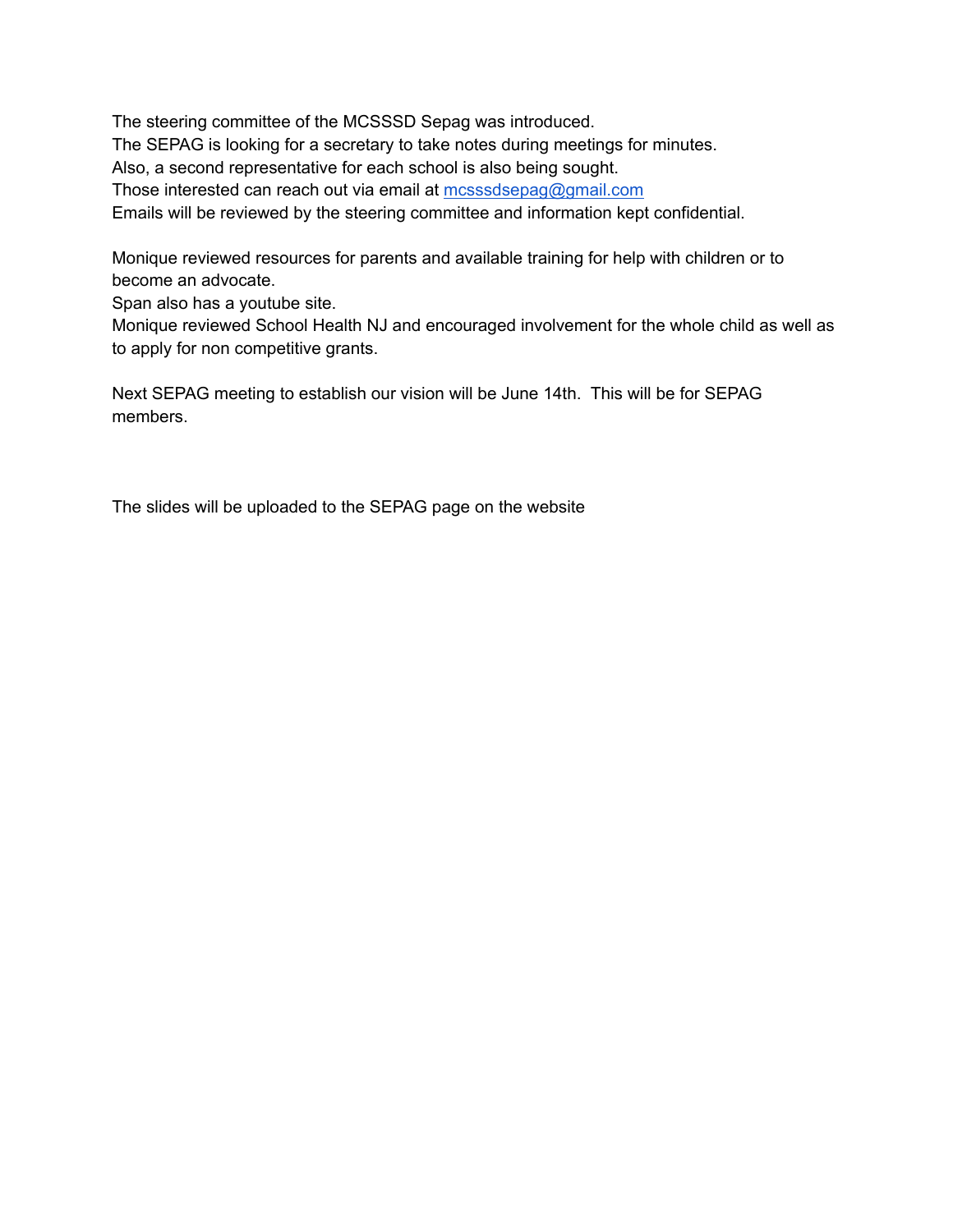The steering committee of the MCSSSD Sepag was introduced.
The SEPAG is looking for a secretary to take notes during meetings for minutes.
Also, a second representative for each school is also being sought.
Those interested can reach out via email at mcsssdsepag@gmail.com
Emails will be reviewed by the steering committee and information kept confidential.

Monique reviewed resources for parents and available training for help with children or to become an advocate.
Span also has a youtube site.
Monique reviewed School Health NJ and encouraged involvement for the whole child as well as to apply for non competitive grants.

Next SEPAG meeting to establish our vision will be June 14th. This will be for SEPAG members.

The slides will be uploaded to the SEPAG page on the website